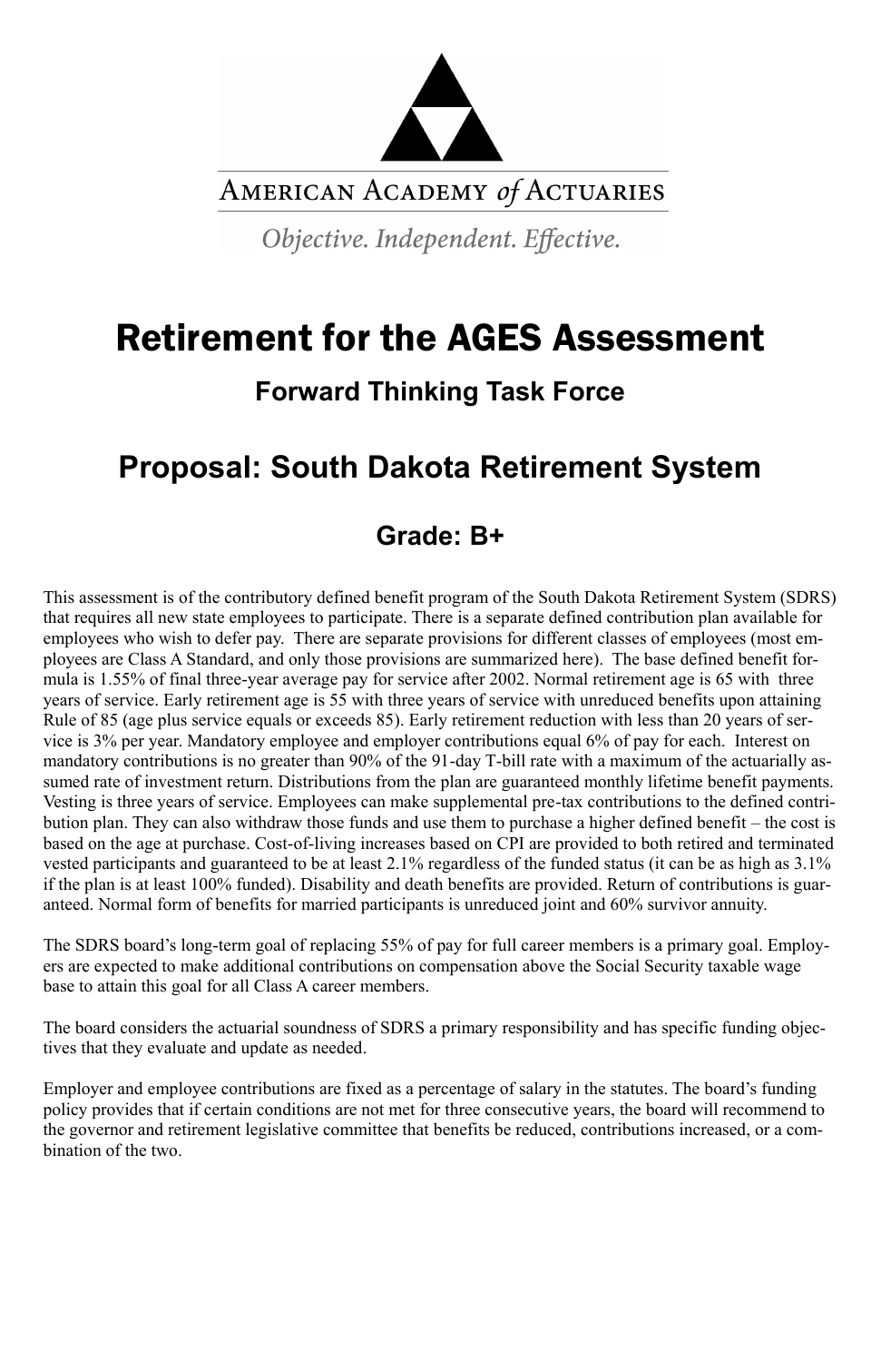American Academy *of* Actuaries

*Objective. Independent. Effective.*

# Retirement for the AGES Assessment

## Forward Thinking Task Force

## Proposal: South Dakota Retirement System

## Grade: B+

This assessment is of the contributory defined benefit program of the South Dakota Retirement System (SDRS) that requires all new state employees to participate. There is a separate defined contribution plan available for employees who wish to defer pay. There are separate provisions for different classes of employees (most employees are Class A Standard, and only those provisions are summarized here). The base defined benefit formula is 1.55% of final three-year average pay for service after 2002. Normal retirement age is 65 with three years of service. Early retirement age is 55 with three years of service with unreduced benefits upon attaining Rule of 85 (age plus service equals or exceeds 85). Early retirement reduction with less than 20 years of service is 3% per year. Mandatory employee and employer contributions equal 6% of pay for each. Interest on mandatory contributions is no greater than 90% of the 91-day T-bill rate with a maximum of the actuarially assumed rate of investment return. Distributions from the plan are guaranteed monthly lifetime benefit payments. Vesting is three years of service. Employees can make supplemental pre-tax contributions to the defined contribution plan. They can also withdraw those funds and use them to purchase a higher defined benefit – the cost is based on the age at purchase. Cost-of-living increases based on CPI are provided to both retired and terminated vested participants and guaranteed to be at least 2.1% regardless of the funded status (it can be as high as 3.1% if the plan is at least 100% funded). Disability and death benefits are provided. Return of contributions is guaranteed. Normal form of benefits for married participants is unreduced joint and 60% survivor annuity.

The SDRS board's long-term goal of replacing 55% of pay for full career members is a primary goal. Employers are expected to make additional contributions on compensation above the Social Security taxable wage base to attain this goal for all Class A career members.

The board considers the actuarial soundness of SDRS a primary responsibility and has specific funding objectives that they evaluate and update as needed.

Employer and employee contributions are fixed as a percentage of salary in the statutes. The board's funding policy provides that if certain conditions are not met for three consecutive years, the board will recommend to the governor and retirement legislative committee that benefits be reduced, contributions increased, or a combination of the two.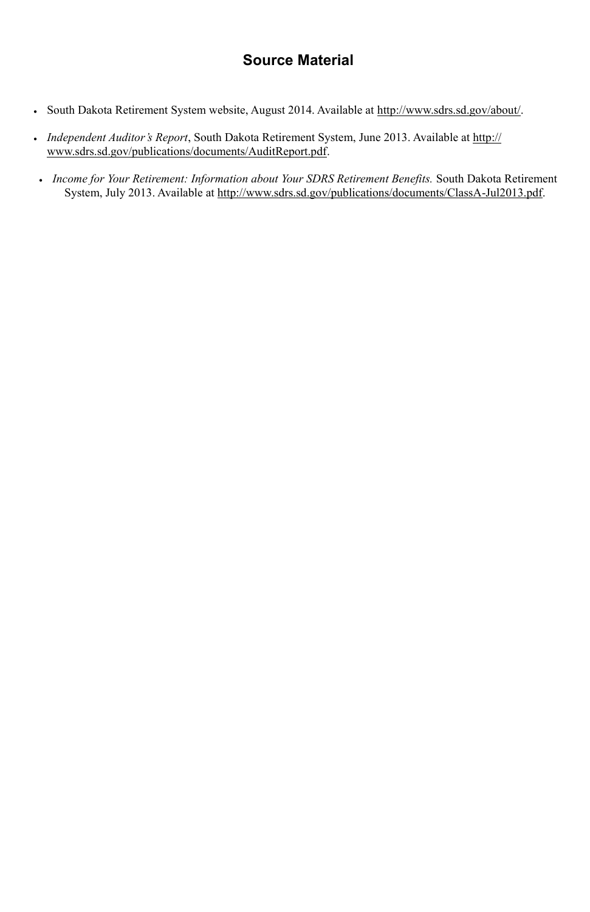## Source Material

- South Dakota Retirement System website, August 2014. Available at http://www.sdrs.sd.gov/about/.
- *Independent Auditor's Report*, South Dakota Retirement System, June 2013. Available at http://www.sdrs.sd.gov/publications/documents/AuditReport.pdf.
- *Income for Your Retirement: Information about Your SDRS Retirement Benefits.* South Dakota Retirement System, July 2013. Available at http://www.sdrs.sd.gov/publications/documents/ClassA-Jul2013.pdf.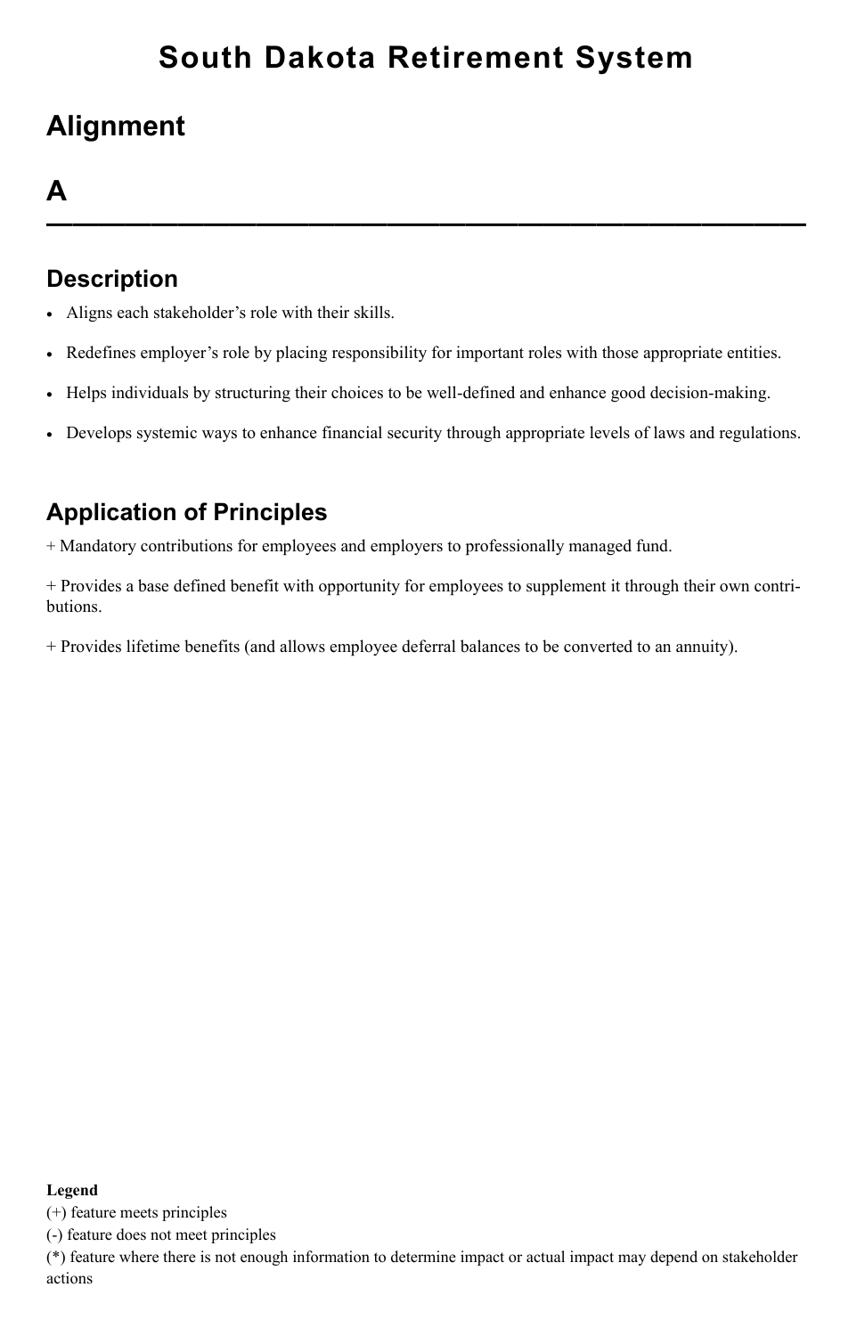# South Dakota Retirement System

## Alignment

## A

---

### Description

- Aligns each stakeholder's role with their skills.
- Redefines employer's role by placing responsibility for important roles with those appropriate entities.
- Helps individuals by structuring their choices to be well-defined and enhance good decision-making.
- Develops systemic ways to enhance financial security through appropriate levels of laws and regulations.

### Application of Principles

+ Mandatory contributions for employees and employers to professionally managed fund.

+ Provides a base defined benefit with opportunity for employees to supplement it through their own contributions.

+ Provides lifetime benefits (and allows employee deferral balances to be converted to an annuity).

**Legend**
(+) feature meets principles
(-) feature does not meet principles
(*) feature where there is not enough information to determine impact or actual impact may depend on stakeholder actions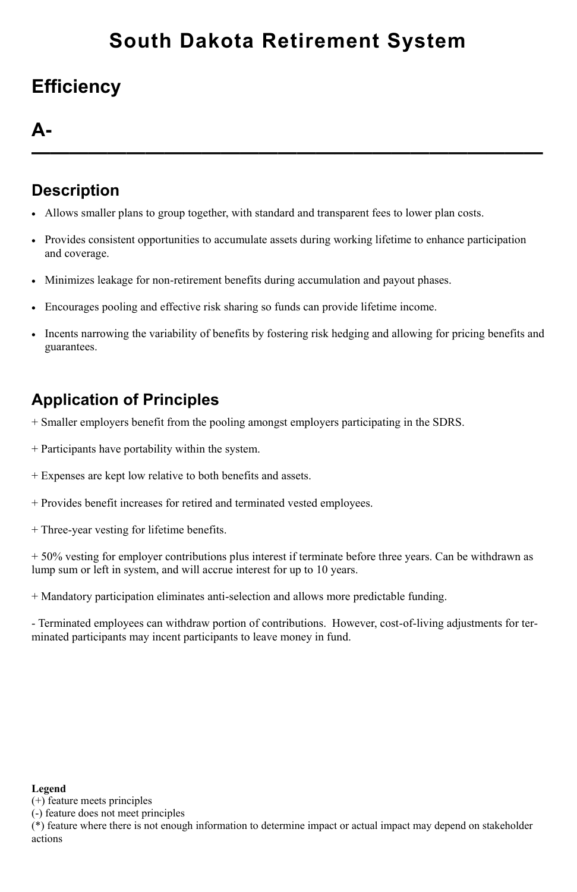# South Dakota Retirement System

## Efficiency

## A-

## Description

- Allows smaller plans to group together, with standard and transparent fees to lower plan costs.
- Provides consistent opportunities to accumulate assets during working lifetime to enhance participation and coverage.
- Minimizes leakage for non-retirement benefits during accumulation and payout phases.
- Encourages pooling and effective risk sharing so funds can provide lifetime income.
- Incents narrowing the variability of benefits by fostering risk hedging and allowing for pricing benefits and guarantees.

## Application of Principles

+ Smaller employers benefit from the pooling amongst employers participating in the SDRS.

+ Participants have portability within the system.

+ Expenses are kept low relative to both benefits and assets.

+ Provides benefit increases for retired and terminated vested employees.

+ Three-year vesting for lifetime benefits.

+ 50% vesting for employer contributions plus interest if terminate before three years. Can be withdrawn as lump sum or left in system, and will accrue interest for up to 10 years.

+ Mandatory participation eliminates anti-selection and allows more predictable funding.

- Terminated employees can withdraw portion of contributions. However, cost-of-living adjustments for terminated participants may incent participants to leave money in fund.

**Legend**
(+) feature meets principles
(-) feature does not meet principles
(*) feature where there is not enough information to determine impact or actual impact may depend on stakeholder actions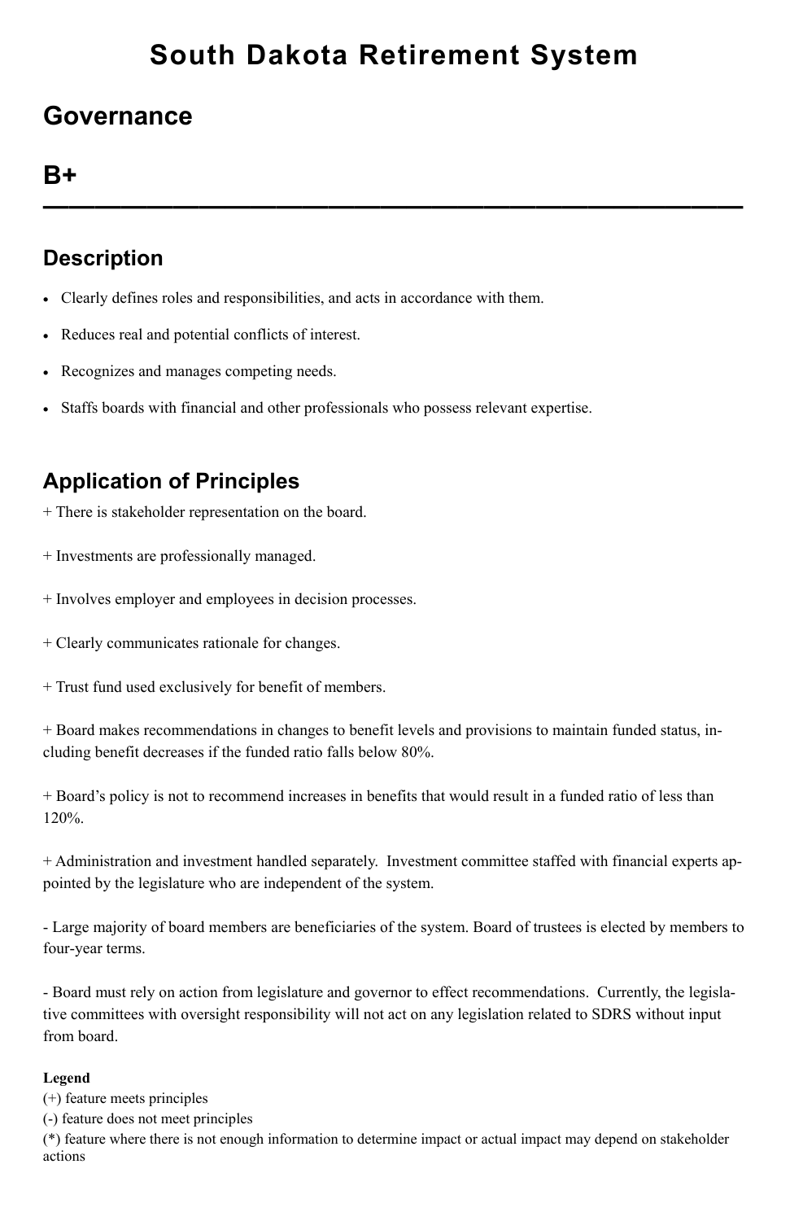# South Dakota Retirement System

## Governance

## B+

---

## Description

- Clearly defines roles and responsibilities, and acts in accordance with them.
- Reduces real and potential conflicts of interest.
- Recognizes and manages competing needs.
- Staffs boards with financial and other professionals who possess relevant expertise.

## Application of Principles

+ There is stakeholder representation on the board.

+ Investments are professionally managed.

+ Involves employer and employees in decision processes.

+ Clearly communicates rationale for changes.

+ Trust fund used exclusively for benefit of members.

+ Board makes recommendations in changes to benefit levels and provisions to maintain funded status, including benefit decreases if the funded ratio falls below 80%.

+ Board's policy is not to recommend increases in benefits that would result in a funded ratio of less than 120%.

+ Administration and investment handled separately. Investment committee staffed with financial experts appointed by the legislature who are independent of the system.

- Large majority of board members are beneficiaries of the system. Board of trustees is elected by members to four-year terms.

- Board must rely on action from legislature and governor to effect recommendations. Currently, the legislative committees with oversight responsibility will not act on any legislation related to SDRS without input from board.

**Legend**
(+) feature meets principles
(-) feature does not meet principles
(*) feature where there is not enough information to determine impact or actual impact may depend on stakeholder actions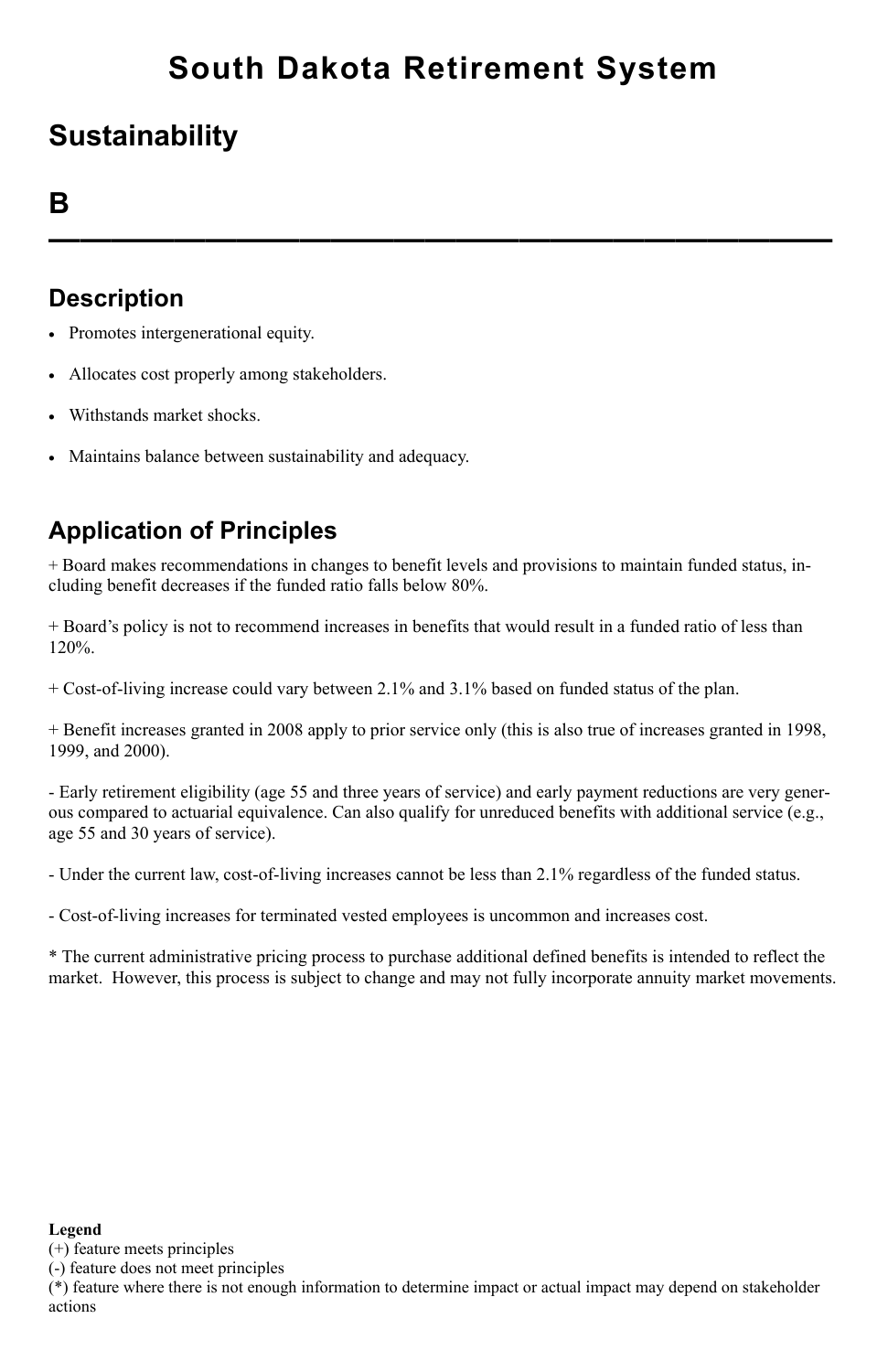# South Dakota Retirement System

## Sustainability

## B

---

## Description

- Promotes intergenerational equity.
- Allocates cost properly among stakeholders.
- Withstands market shocks.
- Maintains balance between sustainability and adequacy.

## Application of Principles

+ Board makes recommendations in changes to benefit levels and provisions to maintain funded status, including benefit decreases if the funded ratio falls below 80%.

+ Board's policy is not to recommend increases in benefits that would result in a funded ratio of less than 120%.

+ Cost-of-living increase could vary between 2.1% and 3.1% based on funded status of the plan.

+ Benefit increases granted in 2008 apply to prior service only (this is also true of increases granted in 1998, 1999, and 2000).

- Early retirement eligibility (age 55 and three years of service) and early payment reductions are very generous compared to actuarial equivalence. Can also qualify for unreduced benefits with additional service (e.g., age 55 and 30 years of service).

- Under the current law, cost-of-living increases cannot be less than 2.1% regardless of the funded status.

- Cost-of-living increases for terminated vested employees is uncommon and increases cost.

* The current administrative pricing process to purchase additional defined benefits is intended to reflect the market. However, this process is subject to change and may not fully incorporate annuity market movements.

**Legend**
(+) feature meets principles
(-) feature does not meet principles
(*) feature where there is not enough information to determine impact or actual impact may depend on stakeholder actions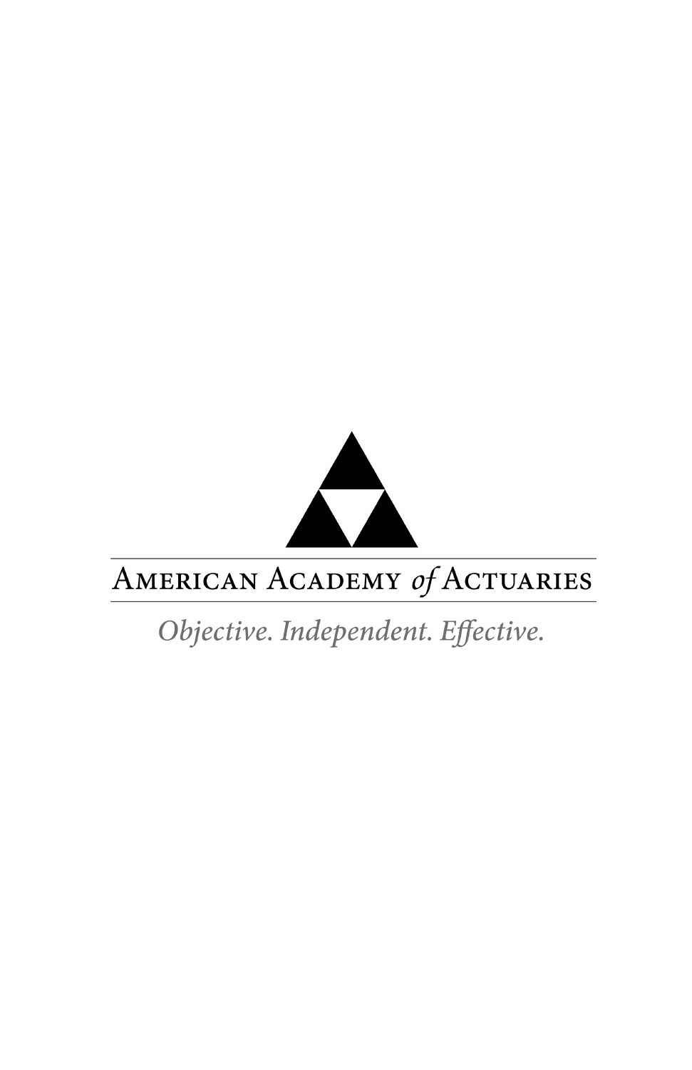American Academy *of* Actuaries

*Objective. Independent. Effective.*